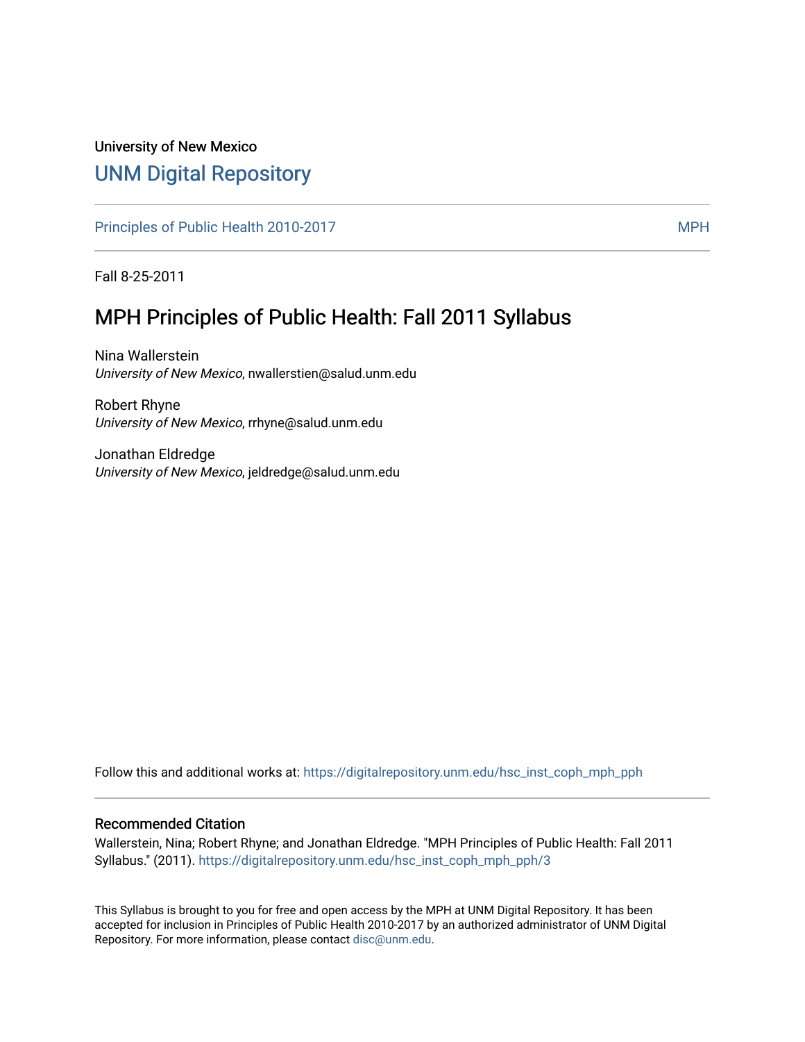University of New Mexico

# UNM Digital Repository

Principles of Public Health 2010-2017 | MPH

Fall 8-25-2011

## MPH Principles of Public Health: Fall 2011 Syllabus

Nina Wallerstein
*University of New Mexico*, nwallerstien@salud.unm.edu

Robert Rhyne
*University of New Mexico*, rrhyne@salud.unm.edu

Jonathan Eldredge
*University of New Mexico*, jeldredge@salud.unm.edu

Follow this and additional works at: https://digitalrepository.unm.edu/hsc_inst_coph_mph_pph

### Recommended Citation

Wallerstein, Nina; Robert Rhyne; and Jonathan Eldredge. "MPH Principles of Public Health: Fall 2011 Syllabus." (2011). https://digitalrepository.unm.edu/hsc_inst_coph_mph_pph/3

This Syllabus is brought to you for free and open access by the MPH at UNM Digital Repository. It has been accepted for inclusion in Principles of Public Health 2010-2017 by an authorized administrator of UNM Digital Repository. For more information, please contact disc@unm.edu.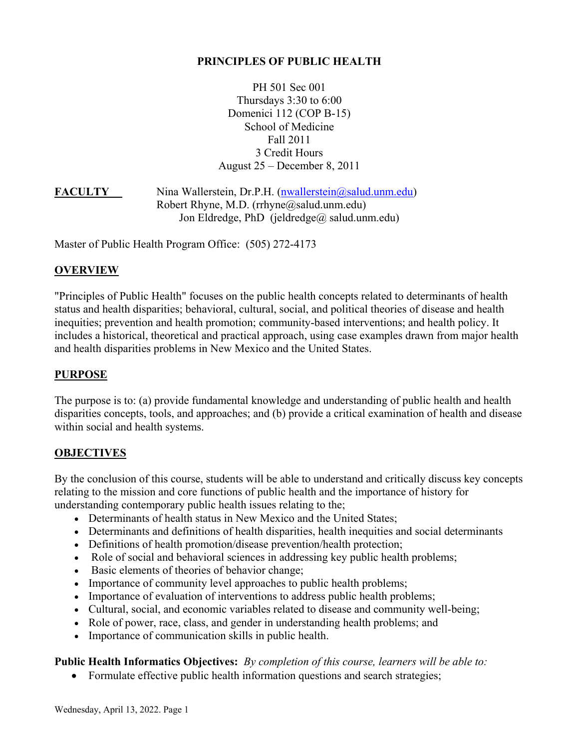# PRINCIPLES OF PUBLIC HEALTH

PH 501 Sec 001
Thursdays 3:30 to 6:00
Domenici 112 (COP B-15)
School of Medicine
Fall 2011
3 Credit Hours
August 25 – December 8, 2011

**FACULTY** Nina Wallerstein, Dr.P.H. (nwallerstein@salud.unm.edu)
Robert Rhyne, M.D. (rrhyne@salud.unm.edu)
Jon Eldredge, PhD (jeldredge@ salud.unm.edu)

Master of Public Health Program Office: (505) 272-4173

## OVERVIEW

"Principles of Public Health" focuses on the public health concepts related to determinants of health status and health disparities; behavioral, cultural, social, and political theories of disease and health inequities; prevention and health promotion; community-based interventions; and health policy. It includes a historical, theoretical and practical approach, using case examples drawn from major health and health disparities problems in New Mexico and the United States.

## PURPOSE

The purpose is to: (a) provide fundamental knowledge and understanding of public health and health disparities concepts, tools, and approaches; and (b) provide a critical examination of health and disease within social and health systems.

## OBJECTIVES

By the conclusion of this course, students will be able to understand and critically discuss key concepts relating to the mission and core functions of public health and the importance of history for understanding contemporary public health issues relating to the;

- Determinants of health status in New Mexico and the United States;
- Determinants and definitions of health disparities, health inequities and social determinants
- Definitions of health promotion/disease prevention/health protection;
- Role of social and behavioral sciences in addressing key public health problems;
- Basic elements of theories of behavior change;
- Importance of community level approaches to public health problems;
- Importance of evaluation of interventions to address public health problems;
- Cultural, social, and economic variables related to disease and community well-being;
- Role of power, race, class, and gender in understanding health problems; and
- Importance of communication skills in public health.

**Public Health Informatics Objectives:** *By completion of this course, learners will be able to:*

- Formulate effective public health information questions and search strategies;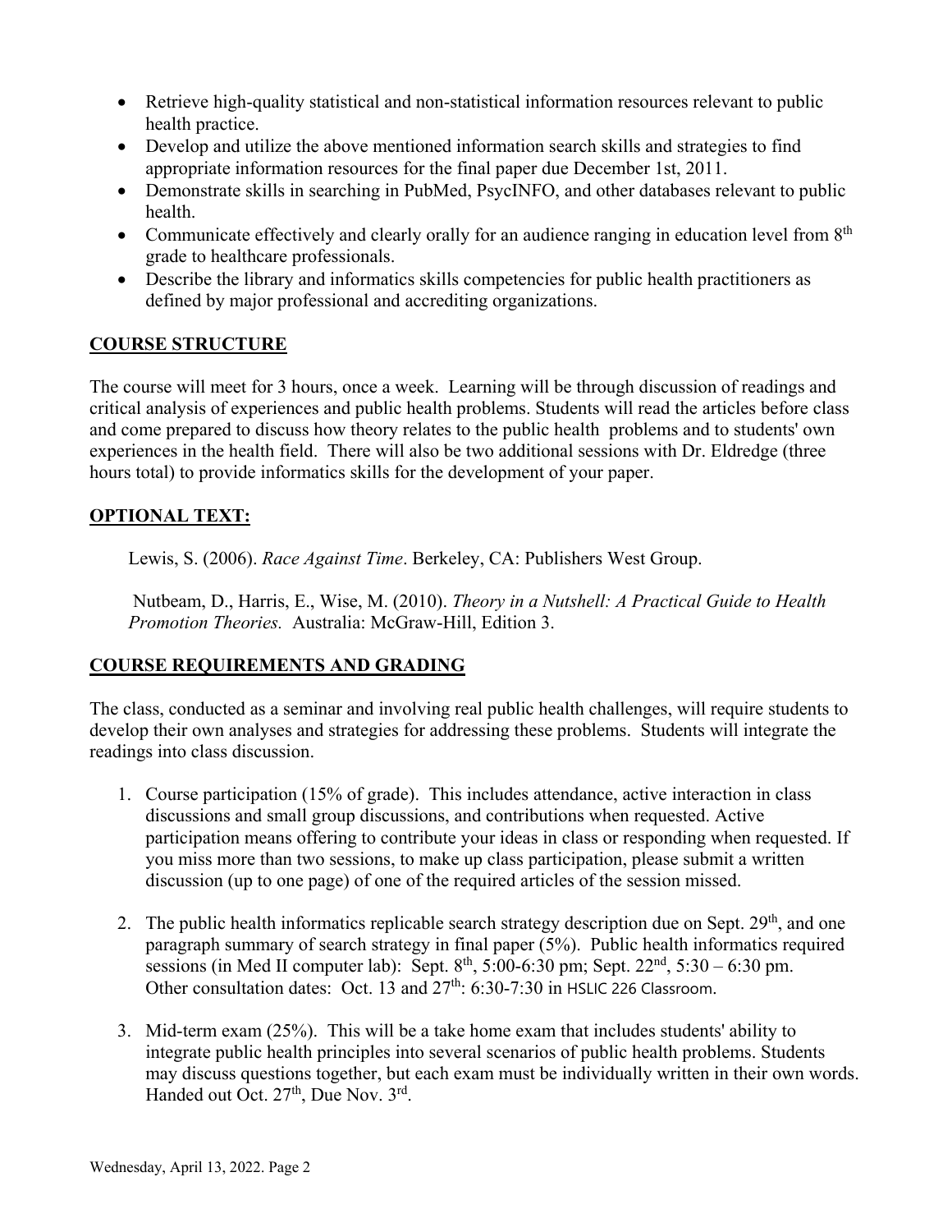- Retrieve high-quality statistical and non-statistical information resources relevant to public health practice.
- Develop and utilize the above mentioned information search skills and strategies to find appropriate information resources for the final paper due December 1st, 2011.
- Demonstrate skills in searching in PubMed, PsycINFO, and other databases relevant to public health.
- Communicate effectively and clearly orally for an audience ranging in education level from 8th grade to healthcare professionals.
- Describe the library and informatics skills competencies for public health practitioners as defined by major professional and accrediting organizations.

## COURSE STRUCTURE

The course will meet for 3 hours, once a week. Learning will be through discussion of readings and critical analysis of experiences and public health problems. Students will read the articles before class and come prepared to discuss how theory relates to the public health problems and to students' own experiences in the health field. There will also be two additional sessions with Dr. Eldredge (three hours total) to provide informatics skills for the development of your paper.

## OPTIONAL TEXT:

Lewis, S. (2006). *Race Against Time*. Berkeley, CA: Publishers West Group.

Nutbeam, D., Harris, E., Wise, M. (2010). *Theory in a Nutshell: A Practical Guide to Health Promotion Theories.* Australia: McGraw-Hill, Edition 3.

## COURSE REQUIREMENTS AND GRADING

The class, conducted as a seminar and involving real public health challenges, will require students to develop their own analyses and strategies for addressing these problems. Students will integrate the readings into class discussion.

1. Course participation (15% of grade). This includes attendance, active interaction in class discussions and small group discussions, and contributions when requested. Active participation means offering to contribute your ideas in class or responding when requested. If you miss more than two sessions, to make up class participation, please submit a written discussion (up to one page) of one of the required articles of the session missed.

2. The public health informatics replicable search strategy description due on Sept. 29th, and one paragraph summary of search strategy in final paper (5%). Public health informatics required sessions (in Med II computer lab): Sept. 8th, 5:00-6:30 pm; Sept. 22nd, 5:30 – 6:30 pm. Other consultation dates: Oct. 13 and 27th: 6:30-7:30 in HSLIC 226 Classroom.

3. Mid-term exam (25%). This will be a take home exam that includes students' ability to integrate public health principles into several scenarios of public health problems. Students may discuss questions together, but each exam must be individually written in their own words. Handed out Oct. 27th, Due Nov. 3rd.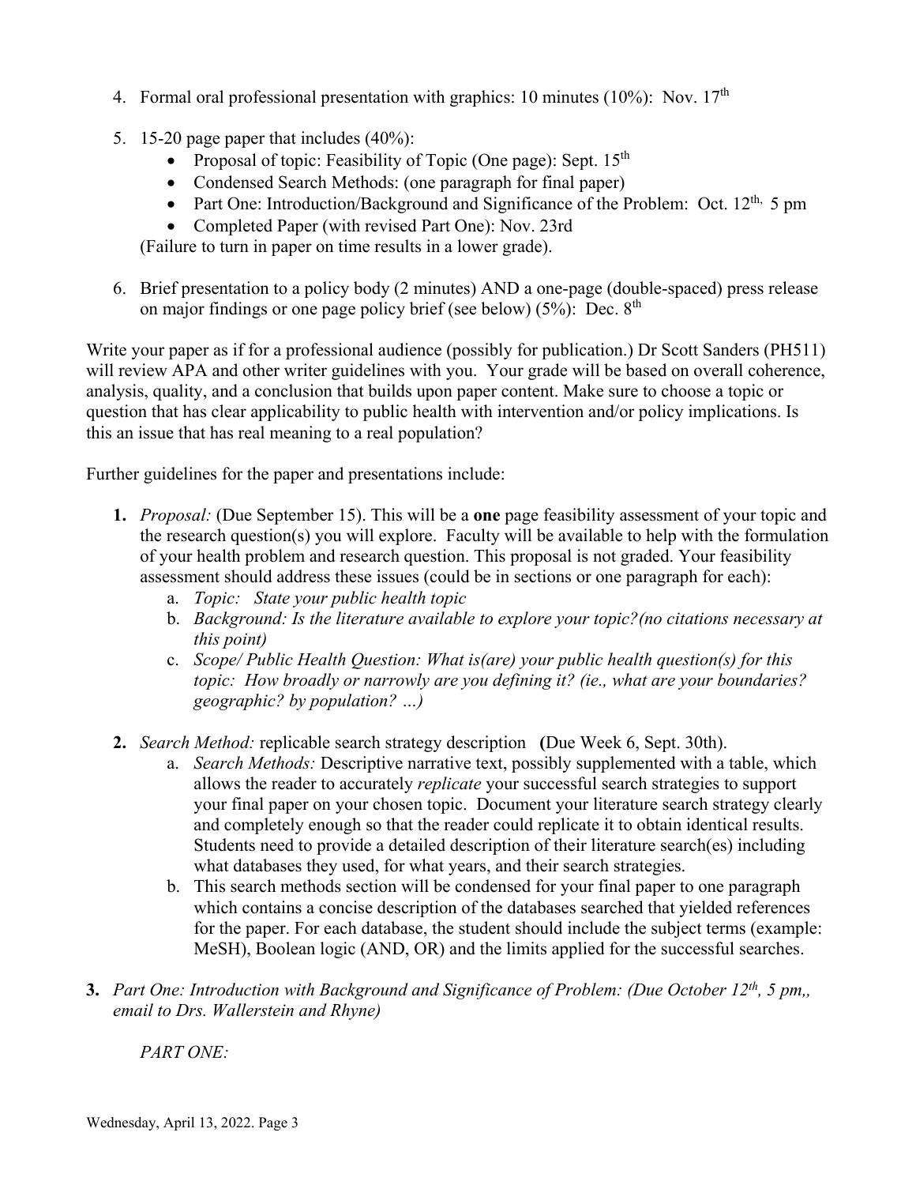4. Formal oral professional presentation with graphics: 10 minutes (10%): Nov. 17th

5. 15-20 page paper that includes (40%):
   - Proposal of topic: Feasibility of Topic (One page): Sept. 15th
   - Condensed Search Methods: (one paragraph for final paper)
   - Part One: Introduction/Background and Significance of the Problem: Oct. 12th, 5 pm
   - Completed Paper (with revised Part One): Nov. 23rd

   (Failure to turn in paper on time results in a lower grade).

6. Brief presentation to a policy body (2 minutes) AND a one-page (double-spaced) press release on major findings or one page policy brief (see below) (5%): Dec. 8th

Write your paper as if for a professional audience (possibly for publication.) Dr Scott Sanders (PH511) will review APA and other writer guidelines with you. Your grade will be based on overall coherence, analysis, quality, and a conclusion that builds upon paper content. Make sure to choose a topic or question that has clear applicability to public health with intervention and/or policy implications. Is this an issue that has real meaning to a real population?

Further guidelines for the paper and presentations include:

1. *Proposal:* (Due September 15). This will be a **one** page feasibility assessment of your topic and the research question(s) you will explore. Faculty will be available to help with the formulation of your health problem and research question. This proposal is not graded. Your feasibility assessment should address these issues (could be in sections or one paragraph for each):
   a. *Topic: State your public health topic*
   b. *Background: Is the literature available to explore your topic?(no citations necessary at this point)*
   c. *Scope/ Public Health Question: What is(are) your public health question(s) for this topic: How broadly or narrowly are you defining it? (ie., what are your boundaries? geographic? by population? …)*

2. *Search Method:* replicable search strategy description **(**Due Week 6, Sept. 30th).
   a. *Search Methods:* Descriptive narrative text, possibly supplemented with a table, which allows the reader to accurately *replicate* your successful search strategies to support your final paper on your chosen topic. Document your literature search strategy clearly and completely enough so that the reader could replicate it to obtain identical results. Students need to provide a detailed description of their literature search(es) including what databases they used, for what years, and their search strategies.
   b. This search methods section will be condensed for your final paper to one paragraph which contains a concise description of the databases searched that yielded references for the paper. For each database, the student should include the subject terms (example: MeSH), Boolean logic (AND, OR) and the limits applied for the successful searches.

3. *Part One: Introduction with Background and Significance of Problem: (Due October 12th, 5 pm,, email to Drs. Wallerstein and Rhyne)*

   *PART ONE:*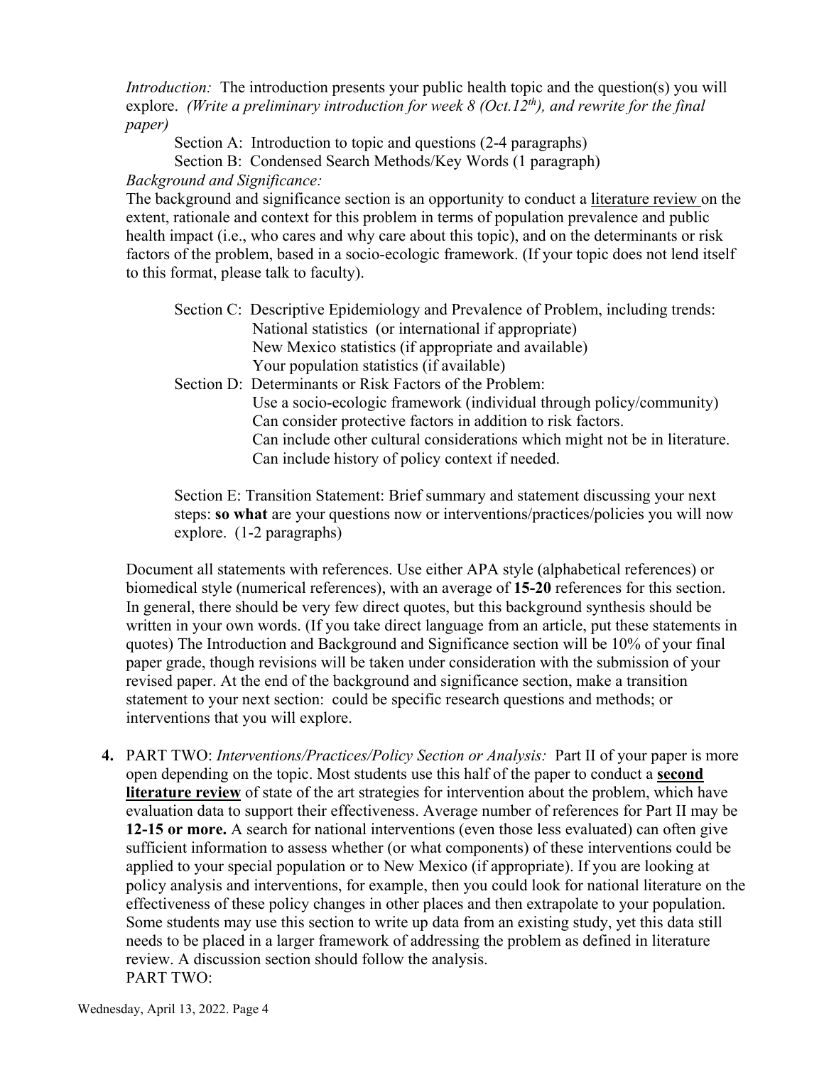*Introduction:* The introduction presents your public health topic and the question(s) you will explore. *(Write a preliminary introduction for week 8 (Oct.12$^{th}$), and rewrite for the final paper)*

Section A: Introduction to topic and questions (2-4 paragraphs)

Section B: Condensed Search Methods/Key Words (1 paragraph)

*Background and Significance:*

The background and significance section is an opportunity to conduct a literature review on the extent, rationale and context for this problem in terms of population prevalence and public health impact (i.e., who cares and why care about this topic), and on the determinants or risk factors of the problem, based in a socio-ecologic framework. (If your topic does not lend itself to this format, please talk to faculty).

Section C: Descriptive Epidemiology and Prevalence of Problem, including trends:
- National statistics (or international if appropriate)
- New Mexico statistics (if appropriate and available)
- Your population statistics (if available)

Section D: Determinants or Risk Factors of the Problem:
- Use a socio-ecologic framework (individual through policy/community)
- Can consider protective factors in addition to risk factors.
- Can include other cultural considerations which might not be in literature.
- Can include history of policy context if needed.

Section E: Transition Statement: Brief summary and statement discussing your next steps: **so what** are your questions now or interventions/practices/policies you will now explore. (1-2 paragraphs)

Document all statements with references. Use either APA style (alphabetical references) or biomedical style (numerical references), with an average of **15-20** references for this section. In general, there should be very few direct quotes, but this background synthesis should be written in your own words. (If you take direct language from an article, put these statements in quotes) The Introduction and Background and Significance section will be 10% of your final paper grade, though revisions will be taken under consideration with the submission of your revised paper. At the end of the background and significance section, make a transition statement to your next section: could be specific research questions and methods; or interventions that you will explore.

4. PART TWO: *Interventions/Practices/Policy Section or Analysis:* Part II of your paper is more open depending on the topic. Most students use this half of the paper to conduct a **second literature review** of state of the art strategies for intervention about the problem, which have evaluation data to support their effectiveness. Average number of references for Part II may be **12-15 or more.** A search for national interventions (even those less evaluated) can often give sufficient information to assess whether (or what components) of these interventions could be applied to your special population or to New Mexico (if appropriate). If you are looking at policy analysis and interventions, for example, then you could look for national literature on the effectiveness of these policy changes in other places and then extrapolate to your population. Some students may use this section to write up data from an existing study, yet this data still needs to be placed in a larger framework of addressing the problem as defined in literature review. A discussion section should follow the analysis.

PART TWO: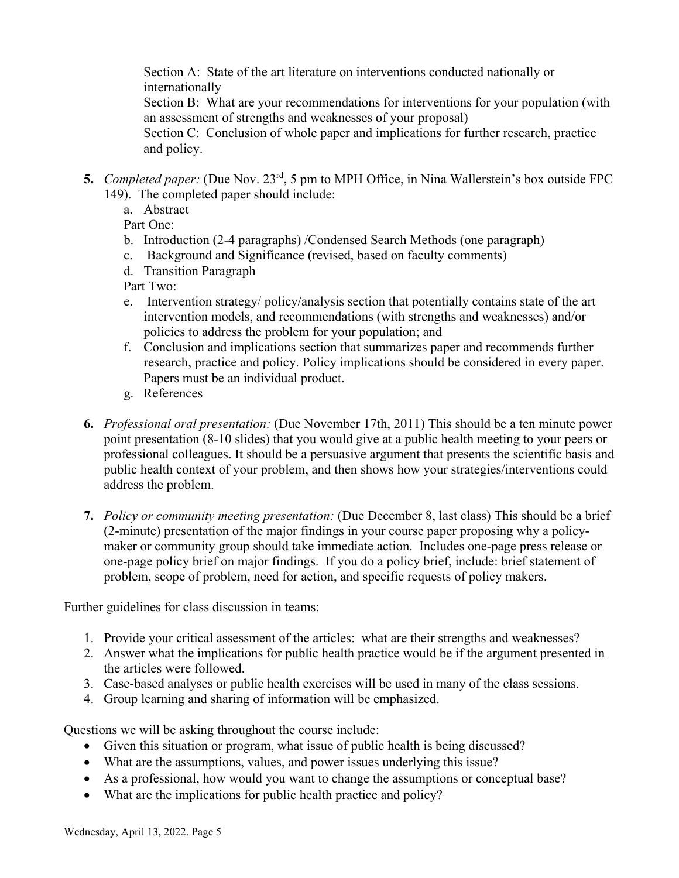Section A: State of the art literature on interventions conducted nationally or internationally

Section B: What are your recommendations for interventions for your population (with an assessment of strengths and weaknesses of your proposal)

Section C: Conclusion of whole paper and implications for further research, practice and policy.

5. *Completed paper:* (Due Nov. 23rd, 5 pm to MPH Office, in Nina Wallerstein's box outside FPC 149). The completed paper should include:
   a. Abstract

   Part One:

   b. Introduction (2-4 paragraphs) /Condensed Search Methods (one paragraph)
   c. Background and Significance (revised, based on faculty comments)
   d. Transition Paragraph

   Part Two:

   e. Intervention strategy/ policy/analysis section that potentially contains state of the art intervention models, and recommendations (with strengths and weaknesses) and/or policies to address the problem for your population; and
   f. Conclusion and implications section that summarizes paper and recommends further research, practice and policy. Policy implications should be considered in every paper. Papers must be an individual product.
   g. References

6. *Professional oral presentation:* (Due November 17th, 2011) This should be a ten minute power point presentation (8-10 slides) that you would give at a public health meeting to your peers or professional colleagues. It should be a persuasive argument that presents the scientific basis and public health context of your problem, and then shows how your strategies/interventions could address the problem.

7. *Policy or community meeting presentation:* (Due December 8, last class) This should be a brief (2-minute) presentation of the major findings in your course paper proposing why a policy-maker or community group should take immediate action. Includes one-page press release or one-page policy brief on major findings. If you do a policy brief, include: brief statement of problem, scope of problem, need for action, and specific requests of policy makers.

Further guidelines for class discussion in teams:

1. Provide your critical assessment of the articles: what are their strengths and weaknesses?
2. Answer what the implications for public health practice would be if the argument presented in the articles were followed.
3. Case-based analyses or public health exercises will be used in many of the class sessions.
4. Group learning and sharing of information will be emphasized.

Questions we will be asking throughout the course include:

- Given this situation or program, what issue of public health is being discussed?
- What are the assumptions, values, and power issues underlying this issue?
- As a professional, how would you want to change the assumptions or conceptual base?
- What are the implications for public health practice and policy?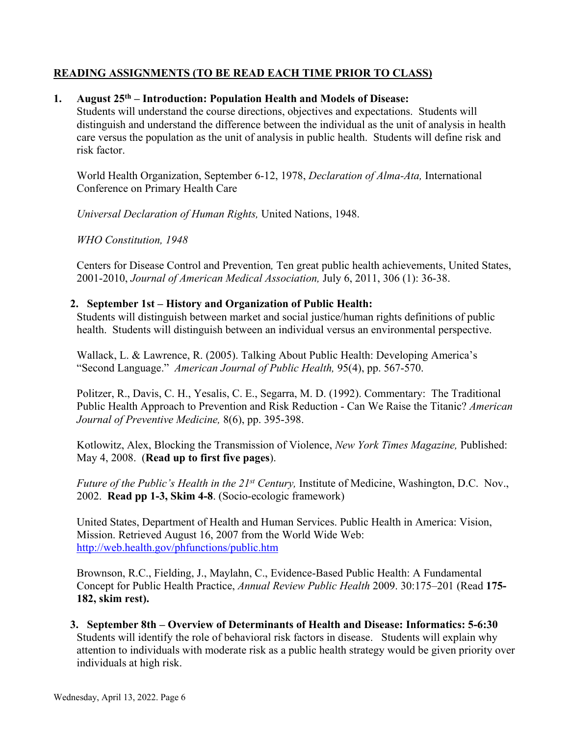## READING ASSIGNMENTS (TO BE READ EACH TIME PRIOR TO CLASS)

1. **August 25th – Introduction: Population Health and Models of Disease:**
   Students will understand the course directions, objectives and expectations. Students will distinguish and understand the difference between the individual as the unit of analysis in health care versus the population as the unit of analysis in public health. Students will define risk and risk factor.

   World Health Organization, September 6-12, 1978, *Declaration of Alma-Ata,* International Conference on Primary Health Care

   *Universal Declaration of Human Rights,* United Nations, 1948.

   *WHO Constitution, 1948*

   Centers for Disease Control and Prevention*,* Ten great public health achievements, United States, 2001-2010, *Journal of American Medical Association,* July 6, 2011, 306 (1): 36-38.

2. **September 1st – History and Organization of Public Health:**
   Students will distinguish between market and social justice/human rights definitions of public health. Students will distinguish between an individual versus an environmental perspective.

   Wallack, L. & Lawrence, R. (2005). Talking About Public Health: Developing America's "Second Language." *American Journal of Public Health,* 95(4), pp. 567-570.

   Politzer, R., Davis, C. H., Yesalis, C. E., Segarra, M. D. (1992). Commentary: The Traditional Public Health Approach to Prevention and Risk Reduction - Can We Raise the Titanic? *American Journal of Preventive Medicine,* 8(6), pp. 395-398.

   Kotlowitz, Alex, Blocking the Transmission of Violence, *New York Times Magazine,* Published: May 4, 2008. (**Read up to first five pages**).

   *Future of the Public's Health in the 21st Century,* Institute of Medicine, Washington, D.C. Nov., 2002. **Read pp 1-3, Skim 4-8**. (Socio-ecologic framework)

   United States, Department of Health and Human Services. Public Health in America: Vision, Mission. Retrieved August 16, 2007 from the World Wide Web: [http://web.health.gov/phfunctions/public.htm](http://web.health.gov/phfunctions/public.htm)

   Brownson, R.C., Fielding, J., Maylahn, C., Evidence-Based Public Health: A Fundamental Concept for Public Health Practice, *Annual Review Public Health* 2009. 30:175–201 (Read **175-182, skim rest).**

3. **September 8th – Overview of Determinants of Health and Disease: Informatics: 5-6:30**
   Students will identify the role of behavioral risk factors in disease. Students will explain why attention to individuals with moderate risk as a public health strategy would be given priority over individuals at high risk.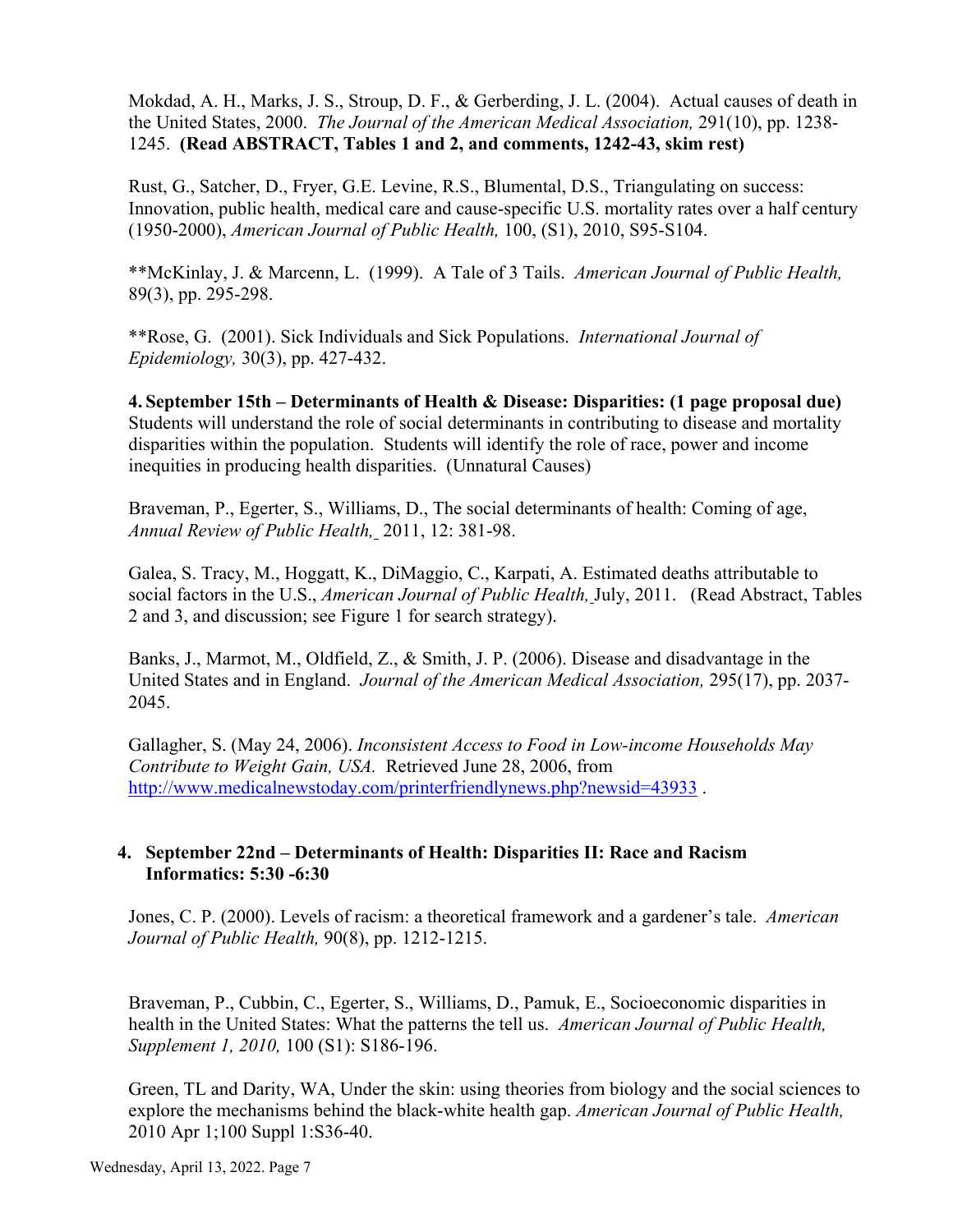Mokdad, A. H., Marks, J. S., Stroup, D. F., & Gerberding, J. L. (2004). Actual causes of death in the United States, 2000. *The Journal of the American Medical Association,* 291(10), pp. 1238-1245. **(Read ABSTRACT, Tables 1 and 2, and comments, 1242-43, skim rest)**

Rust, G., Satcher, D., Fryer, G.E. Levine, R.S., Blumental, D.S., Triangulating on success: Innovation, public health, medical care and cause-specific U.S. mortality rates over a half century (1950-2000), *American Journal of Public Health,* 100, (S1), 2010, S95-S104.

**McKinlay, J. & Marcenn, L. (1999). A Tale of 3 Tails. *American Journal of Public Health,* 89(3), pp. 295-298.

**Rose, G. (2001). Sick Individuals and Sick Populations. *International Journal of Epidemiology,* 30(3), pp. 427-432.

**4. September 15th – Determinants of Health & Disease: Disparities: (1 page proposal due)**
Students will understand the role of social determinants in contributing to disease and mortality disparities within the population. Students will identify the role of race, power and income inequities in producing health disparities. (Unnatural Causes)

Braveman, P., Egerter, S., Williams, D., The social determinants of health: Coming of age, *Annual Review of Public Health,* 2011, 12: 381-98.

Galea, S. Tracy, M., Hoggatt, K., DiMaggio, C., Karpati, A. Estimated deaths attributable to social factors in the U.S., *American Journal of Public Health,* July, 2011. (Read Abstract, Tables 2 and 3, and discussion; see Figure 1 for search strategy).

Banks, J., Marmot, M., Oldfield, Z., & Smith, J. P. (2006). Disease and disadvantage in the United States and in England. *Journal of the American Medical Association,* 295(17), pp. 2037-2045.

Gallagher, S. (May 24, 2006). *Inconsistent Access to Food in Low-income Households May Contribute to Weight Gain, USA.* Retrieved June 28, 2006, from http://www.medicalnewstoday.com/printerfriendlynews.php?newsid=43933 .

**4. September 22nd – Determinants of Health: Disparities II: Race and Racism**
**Informatics: 5:30 -6:30**

Jones, C. P. (2000). Levels of racism: a theoretical framework and a gardener's tale. *American Journal of Public Health,* 90(8), pp. 1212-1215.

Braveman, P., Cubbin, C., Egerter, S., Williams, D., Pamuk, E., Socioeconomic disparities in health in the United States: What the patterns the tell us. *American Journal of Public Health, Supplement 1, 2010,* 100 (S1): S186-196.

Green, TL and Darity, WA, Under the skin: using theories from biology and the social sciences to explore the mechanisms behind the black-white health gap. *American Journal of Public Health,* 2010 Apr 1;100 Suppl 1:S36-40.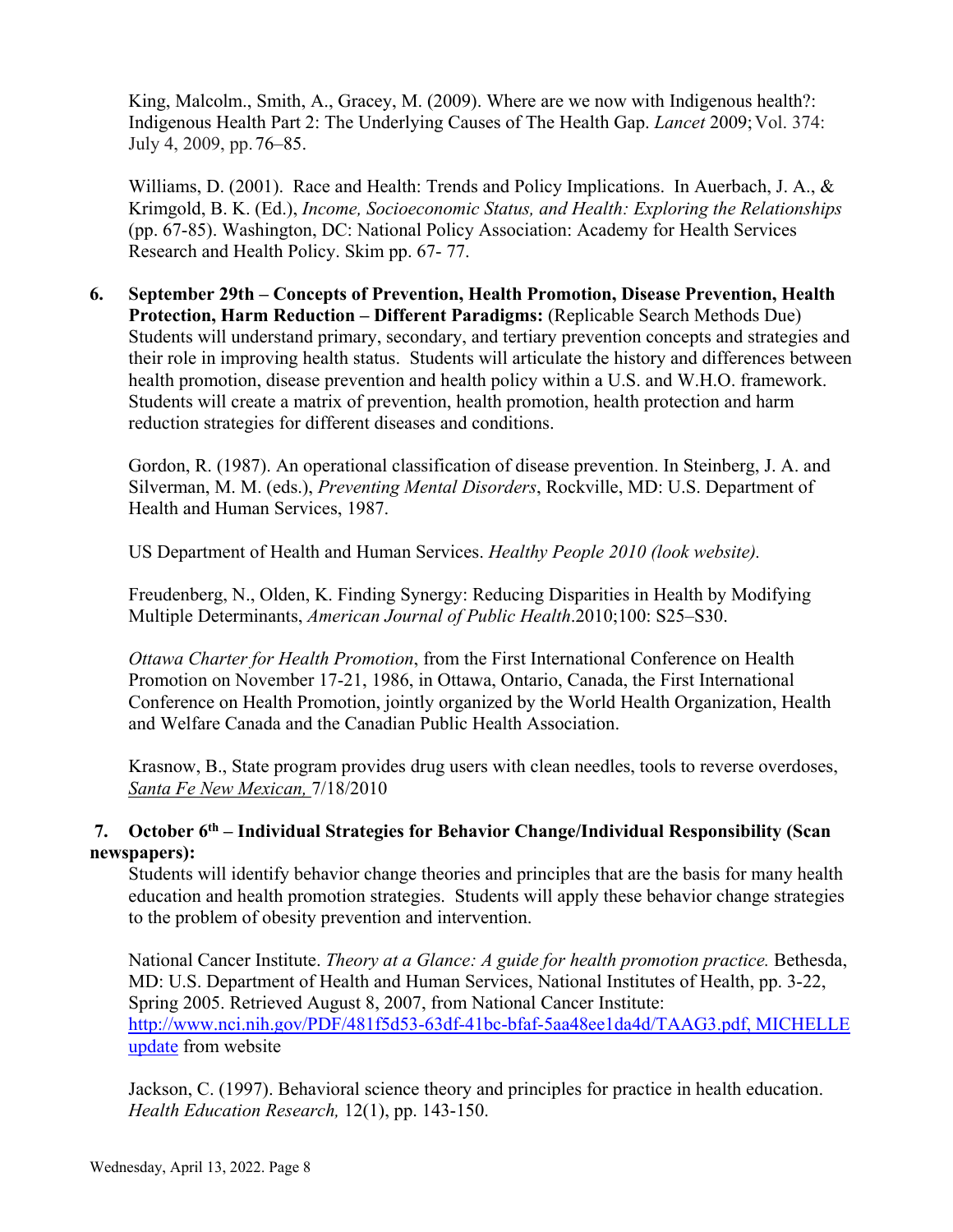King, Malcolm., Smith, A., Gracey, M. (2009). Where are we now with Indigenous health?: Indigenous Health Part 2: The Underlying Causes of The Health Gap. *Lancet* 2009; Vol. 374: July 4, 2009, pp. 76–85.

Williams, D. (2001). Race and Health: Trends and Policy Implications. In Auerbach, J. A., & Krimgold, B. K. (Ed.), *Income, Socioeconomic Status, and Health: Exploring the Relationships* (pp. 67-85). Washington, DC: National Policy Association: Academy for Health Services Research and Health Policy. Skim pp. 67- 77.

**6. September 29th – Concepts of Prevention, Health Promotion, Disease Prevention, Health Protection, Harm Reduction – Different Paradigms:** (Replicable Search Methods Due) Students will understand primary, secondary, and tertiary prevention concepts and strategies and their role in improving health status. Students will articulate the history and differences between health promotion, disease prevention and health policy within a U.S. and W.H.O. framework. Students will create a matrix of prevention, health promotion, health protection and harm reduction strategies for different diseases and conditions.

Gordon, R. (1987). An operational classification of disease prevention. In Steinberg, J. A. and Silverman, M. M. (eds.), *Preventing Mental Disorders*, Rockville, MD: U.S. Department of Health and Human Services, 1987.

US Department of Health and Human Services. *Healthy People 2010 (look website).*

Freudenberg, N., Olden, K. Finding Synergy: Reducing Disparities in Health by Modifying Multiple Determinants, *American Journal of Public Health*.2010;100: S25–S30.

*Ottawa Charter for Health Promotion*, from the First International Conference on Health Promotion on November 17-21, 1986, in Ottawa, Ontario, Canada, the First International Conference on Health Promotion, jointly organized by the World Health Organization, Health and Welfare Canada and the Canadian Public Health Association.

Krasnow, B., State program provides drug users with clean needles, tools to reverse overdoses, Santa Fe New Mexican, 7/18/2010

**7. October 6th – Individual Strategies for Behavior Change/Individual Responsibility (Scan newspapers):**

Students will identify behavior change theories and principles that are the basis for many health education and health promotion strategies. Students will apply these behavior change strategies to the problem of obesity prevention and intervention.

National Cancer Institute. *Theory at a Glance: A guide for health promotion practice.* Bethesda, MD: U.S. Department of Health and Human Services, National Institutes of Health, pp. 3-22, Spring 2005. Retrieved August 8, 2007, from National Cancer Institute: http://www.nci.nih.gov/PDF/481f5d53-63df-41bc-bfaf-5aa48ee1da4d/TAAG3.pdf, MICHELLE update from website

Jackson, C. (1997). Behavioral science theory and principles for practice in health education. *Health Education Research,* 12(1), pp. 143-150.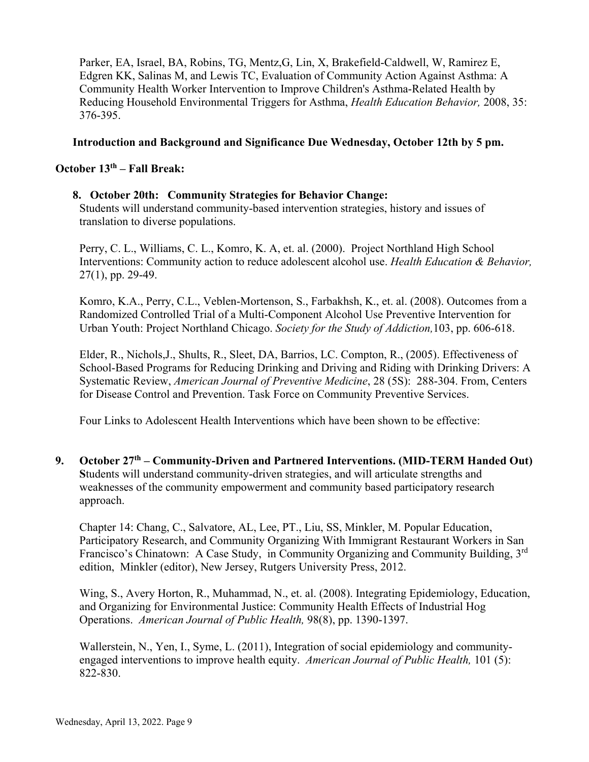Parker, EA, Israel, BA, Robins, TG, Mentz,G, Lin, X, Brakefield-Caldwell, W, Ramirez E, Edgren KK, Salinas M, and Lewis TC, Evaluation of Community Action Against Asthma: A Community Health Worker Intervention to Improve Children's Asthma-Related Health by Reducing Household Environmental Triggers for Asthma, *Health Education Behavior,* 2008, 35: 376-395.

**Introduction and Background and Significance Due Wednesday, October 12th by 5 pm.**

**October 13th – Fall Break:**

8. **October 20th: Community Strategies for Behavior Change:**

   Students will understand community-based intervention strategies, history and issues of translation to diverse populations.

   Perry, C. L., Williams, C. L., Komro, K. A, et. al. (2000). Project Northland High School Interventions: Community action to reduce adolescent alcohol use. *Health Education & Behavior,* 27(1), pp. 29-49.

   Komro, K.A., Perry, C.L., Veblen-Mortenson, S., Farbakhsh, K., et. al. (2008). Outcomes from a Randomized Controlled Trial of a Multi-Component Alcohol Use Preventive Intervention for Urban Youth: Project Northland Chicago. *Society for the Study of Addiction,*103, pp. 606-618.

   Elder, R., Nichols,J., Shults, R., Sleet, DA, Barrios, LC. Compton, R., (2005). Effectiveness of School-Based Programs for Reducing Drinking and Driving and Riding with Drinking Drivers: A Systematic Review, *American Journal of Preventive Medicine*, 28 (5S): 288-304. From, Centers for Disease Control and Prevention. Task Force on Community Preventive Services.

   Four Links to Adolescent Health Interventions which have been shown to be effective:

9. **October 27th – Community-Driven and Partnered Interventions. (MID-TERM Handed Out)**

   **S**tudents will understand community-driven strategies, and will articulate strengths and weaknesses of the community empowerment and community based participatory research approach.

   Chapter 14: Chang, C., Salvatore, AL, Lee, PT., Liu, SS, Minkler, M. Popular Education, Participatory Research, and Community Organizing With Immigrant Restaurant Workers in San Francisco's Chinatown: A Case Study, in Community Organizing and Community Building, 3rd edition, Minkler (editor), New Jersey, Rutgers University Press, 2012.

   Wing, S., Avery Horton, R., Muhammad, N., et. al. (2008). Integrating Epidemiology, Education, and Organizing for Environmental Justice: Community Health Effects of Industrial Hog Operations. *American Journal of Public Health,* 98(8), pp. 1390-1397.

   Wallerstein, N., Yen, I., Syme, L. (2011), Integration of social epidemiology and community-engaged interventions to improve health equity. *American Journal of Public Health,* 101 (5): 822-830.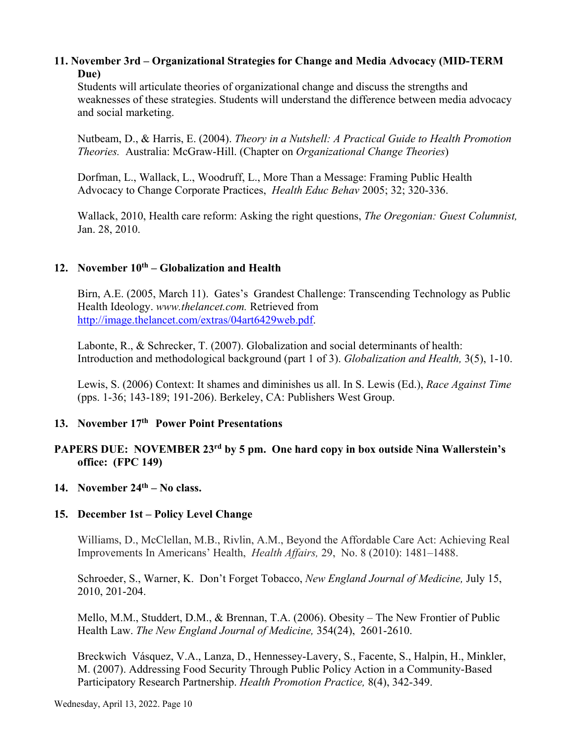**11. November 3rd – Organizational Strategies for Change and Media Advocacy (MID-TERM Due)**

Students will articulate theories of organizational change and discuss the strengths and weaknesses of these strategies. Students will understand the difference between media advocacy and social marketing.

Nutbeam, D., & Harris, E. (2004). *Theory in a Nutshell: A Practical Guide to Health Promotion Theories.* Australia: McGraw-Hill. (Chapter on *Organizational Change Theories*)

Dorfman, L., Wallack, L., Woodruff, L., More Than a Message: Framing Public Health Advocacy to Change Corporate Practices, *Health Educ Behav* 2005; 32; 320-336.

Wallack, 2010, Health care reform: Asking the right questions, *The Oregonian: Guest Columnist,* Jan. 28, 2010.

**12. November 10th – Globalization and Health**

Birn, A.E. (2005, March 11). Gates's Grandest Challenge: Transcending Technology as Public Health Ideology. *www.thelancet.com.* Retrieved from http://image.thelancet.com/extras/04art6429web.pdf.

Labonte, R., & Schrecker, T. (2007). Globalization and social determinants of health: Introduction and methodological background (part 1 of 3). *Globalization and Health,* 3(5), 1-10.

Lewis, S. (2006) Context: It shames and diminishes us all. In S. Lewis (Ed.), *Race Against Time* (pps. 1-36; 143-189; 191-206). Berkeley, CA: Publishers West Group.

**13. November 17th Power Point Presentations**

**PAPERS DUE: NOVEMBER 23rd by 5 pm. One hard copy in box outside Nina Wallerstein's office: (FPC 149)**

**14. November 24th – No class.**

**15. December 1st – Policy Level Change**

Williams, D., McClellan, M.B., Rivlin, A.M., Beyond the Affordable Care Act: Achieving Real Improvements In Americans' Health, *Health Affairs,* 29, No. 8 (2010): 1481–1488.

Schroeder, S., Warner, K. Don't Forget Tobacco, *New England Journal of Medicine,* July 15, 2010, 201-204.

Mello, M.M., Studdert, D.M., & Brennan, T.A. (2006). Obesity – The New Frontier of Public Health Law. *The New England Journal of Medicine,* 354(24), 2601-2610.

Breckwich Vásquez, V.A., Lanza, D., Hennessey-Lavery, S., Facente, S., Halpin, H., Minkler, M. (2007). Addressing Food Security Through Public Policy Action in a Community-Based Participatory Research Partnership. *Health Promotion Practice,* 8(4), 342-349.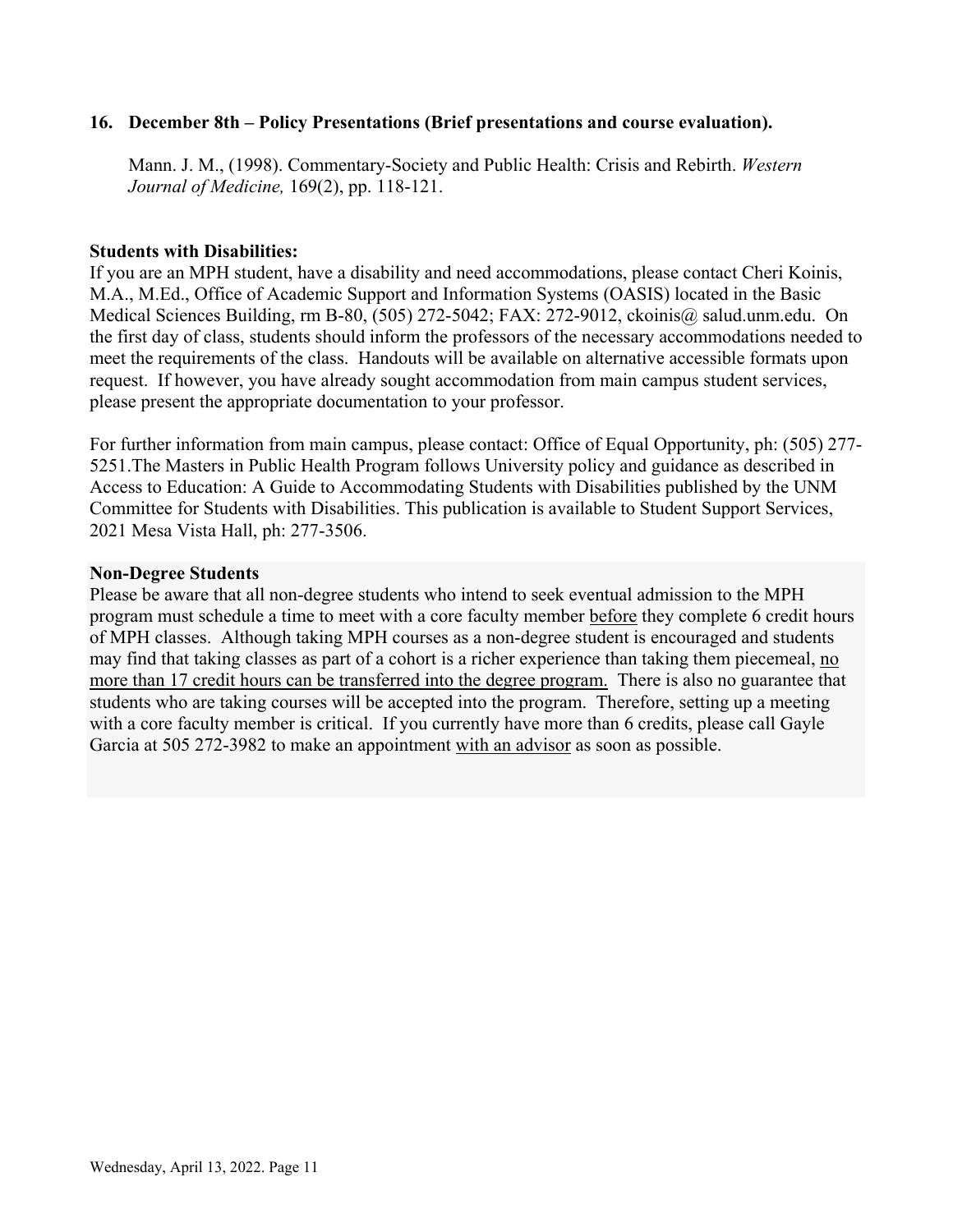**16. December 8th – Policy Presentations (Brief presentations and course evaluation).**

Mann. J. M., (1998). Commentary-Society and Public Health: Crisis and Rebirth. *Western Journal of Medicine,* 169(2), pp. 118-121.

**Students with Disabilities:**

If you are an MPH student, have a disability and need accommodations, please contact Cheri Koinis, M.A., M.Ed., Office of Academic Support and Information Systems (OASIS) located in the Basic Medical Sciences Building, rm B-80, (505) 272-5042; FAX: 272-9012, ckoinis@ salud.unm.edu. On the first day of class, students should inform the professors of the necessary accommodations needed to meet the requirements of the class. Handouts will be available on alternative accessible formats upon request. If however, you have already sought accommodation from main campus student services, please present the appropriate documentation to your professor.

For further information from main campus, please contact: Office of Equal Opportunity, ph: (505) 277-5251.The Masters in Public Health Program follows University policy and guidance as described in Access to Education: A Guide to Accommodating Students with Disabilities published by the UNM Committee for Students with Disabilities. This publication is available to Student Support Services, 2021 Mesa Vista Hall, ph: 277-3506.

**Non-Degree Students**

Please be aware that all non-degree students who intend to seek eventual admission to the MPH program must schedule a time to meet with a core faculty member <u>before</u> they complete 6 credit hours of MPH classes. Although taking MPH courses as a non-degree student is encouraged and students may find that taking classes as part of a cohort is a richer experience than taking them piecemeal, <u>no more than 17 credit hours can be transferred into the degree program.</u> There is also no guarantee that students who are taking courses will be accepted into the program. Therefore, setting up a meeting with a core faculty member is critical. If you currently have more than 6 credits, please call Gayle Garcia at 505 272-3982 to make an appointment <u>with an advisor</u> as soon as possible.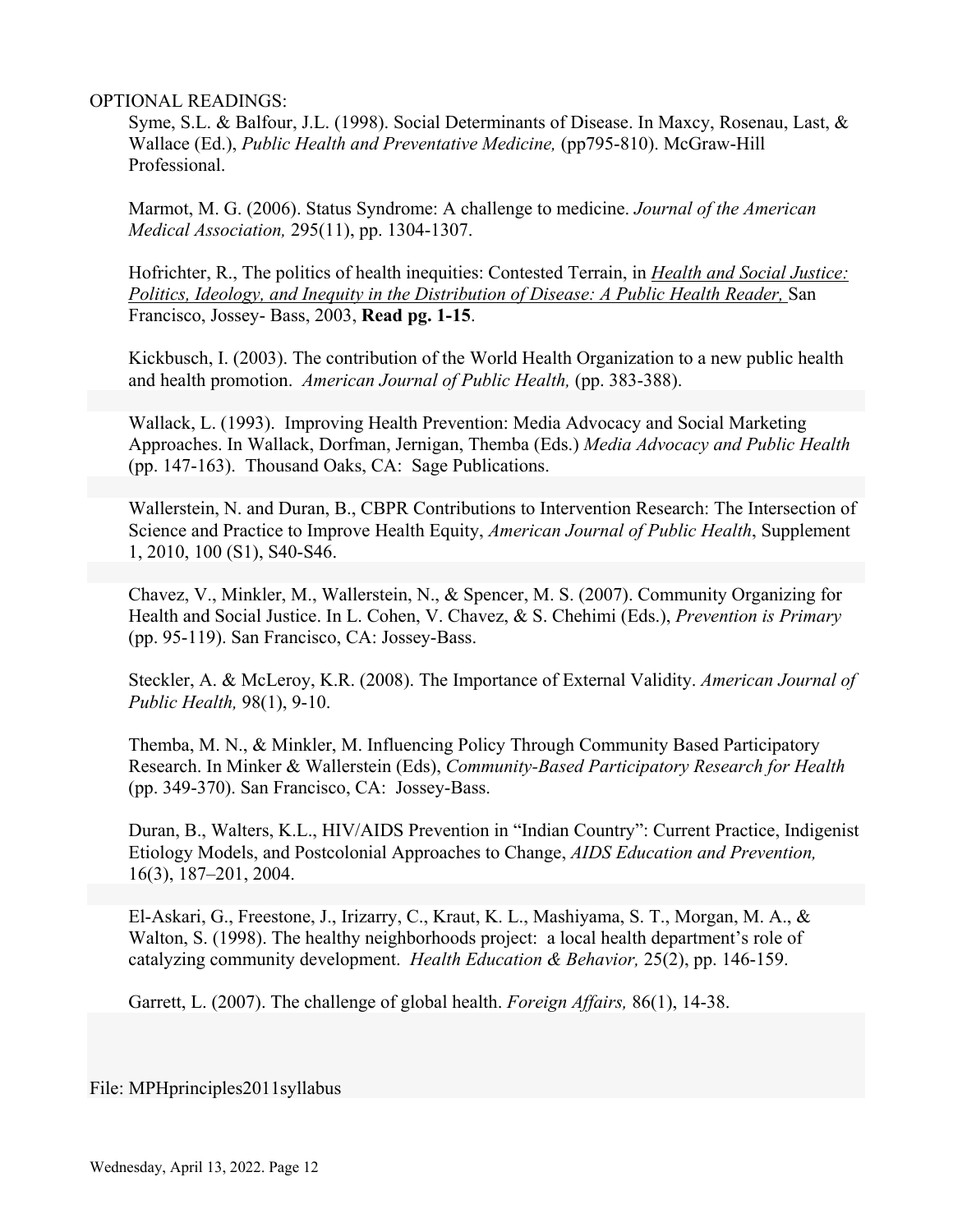OPTIONAL READINGS:

Syme, S.L. & Balfour, J.L. (1998). Social Determinants of Disease. In Maxcy, Rosenau, Last, & Wallace (Ed.), *Public Health and Preventative Medicine,* (pp795-810). McGraw-Hill Professional.

Marmot, M. G. (2006). Status Syndrome: A challenge to medicine. *Journal of the American Medical Association,* 295(11), pp. 1304-1307.

Hofrichter, R., The politics of health inequities: Contested Terrain, in *Health and Social Justice: Politics, Ideology, and Inequity in the Distribution of Disease: A Public Health Reader,* San Francisco, Jossey- Bass, 2003, **Read pg. 1-15**.

Kickbusch, I. (2003). The contribution of the World Health Organization to a new public health and health promotion. *American Journal of Public Health,* (pp. 383-388).

Wallack, L. (1993). Improving Health Prevention: Media Advocacy and Social Marketing Approaches. In Wallack, Dorfman, Jernigan, Themba (Eds.) *Media Advocacy and Public Health* (pp. 147-163). Thousand Oaks, CA: Sage Publications.

Wallerstein, N. and Duran, B., CBPR Contributions to Intervention Research: The Intersection of Science and Practice to Improve Health Equity, *American Journal of Public Health*, Supplement 1, 2010, 100 (S1), S40-S46.

Chavez, V., Minkler, M., Wallerstein, N., & Spencer, M. S. (2007). Community Organizing for Health and Social Justice. In L. Cohen, V. Chavez, & S. Chehimi (Eds.), *Prevention is Primary* (pp. 95-119). San Francisco, CA: Jossey-Bass.

Steckler, A. & McLeroy, K.R. (2008). The Importance of External Validity. *American Journal of Public Health,* 98(1), 9-10.

Themba, M. N., & Minkler, M. Influencing Policy Through Community Based Participatory Research. In Minker & Wallerstein (Eds), *Community-Based Participatory Research for Health* (pp. 349-370). San Francisco, CA: Jossey-Bass.

Duran, B., Walters, K.L., HIV/AIDS Prevention in "Indian Country": Current Practice, Indigenist Etiology Models, and Postcolonial Approaches to Change, *AIDS Education and Prevention,* 16(3), 187–201, 2004.

El-Askari, G., Freestone, J., Irizarry, C., Kraut, K. L., Mashiyama, S. T., Morgan, M. A., & Walton, S. (1998). The healthy neighborhoods project: a local health department's role of catalyzing community development. *Health Education & Behavior,* 25(2), pp. 146-159.

Garrett, L. (2007). The challenge of global health. *Foreign Affairs,* 86(1), 14-38.

File: MPHprinciples2011syllabus